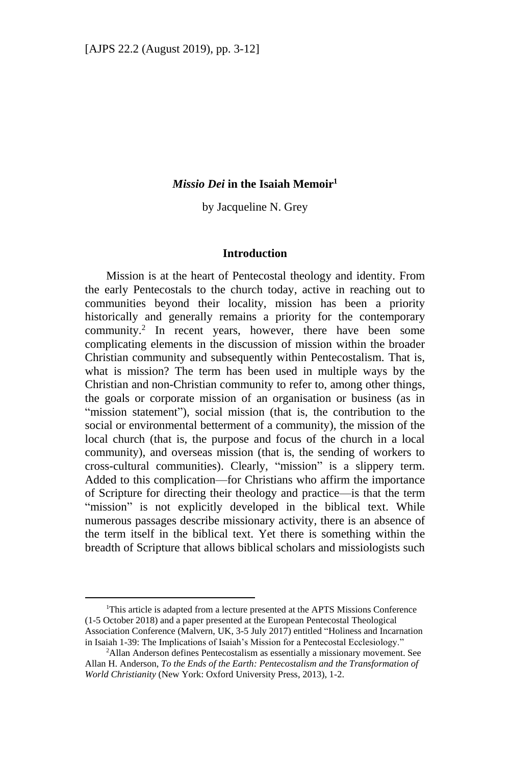# *Missio Dei* in the Isaiah Memoir[1]

by Jacqueline N. Grey

## Introduction

Mission is at the heart of Pentecostal theology and identity. From the early Pentecostals to the church today, active in reaching out to communities beyond their locality, mission has been a priority historically and generally remains a priority for the contemporary community.[2] In recent years, however, there have been some complicating elements in the discussion of mission within the broader Christian community and subsequently within Pentecostalism. That is, what is mission? The term has been used in multiple ways by the Christian and non-Christian community to refer to, among other things, the goals or corporate mission of an organisation or business (as in "mission statement"), social mission (that is, the contribution to the social or environmental betterment of a community), the mission of the local church (that is, the purpose and focus of the church in a local community), and overseas mission (that is, the sending of workers to cross-cultural communities). Clearly, "mission" is a slippery term. Added to this complication—for Christians who affirm the importance of Scripture for directing their theology and practice—is that the term "mission" is not explicitly developed in the biblical text. While numerous passages describe missionary activity, there is an absence of the term itself in the biblical text. Yet there is something within the breadth of Scripture that allows biblical scholars and missiologists such

---

[1] This article is adapted from a lecture presented at the APTS Missions Conference (1-5 October 2018) and a paper presented at the European Pentecostal Theological Association Conference (Malvern, UK, 3-5 July 2017) entitled "Holiness and Incarnation in Isaiah 1-39: The Implications of Isaiah's Mission for a Pentecostal Ecclesiology."

[2] Allan Anderson defines Pentecostalism as essentially a missionary movement. See Allan H. Anderson, *To the Ends of the Earth: Pentecostalism and the Transformation of World Christianity* (New York: Oxford University Press, 2013), 1-2.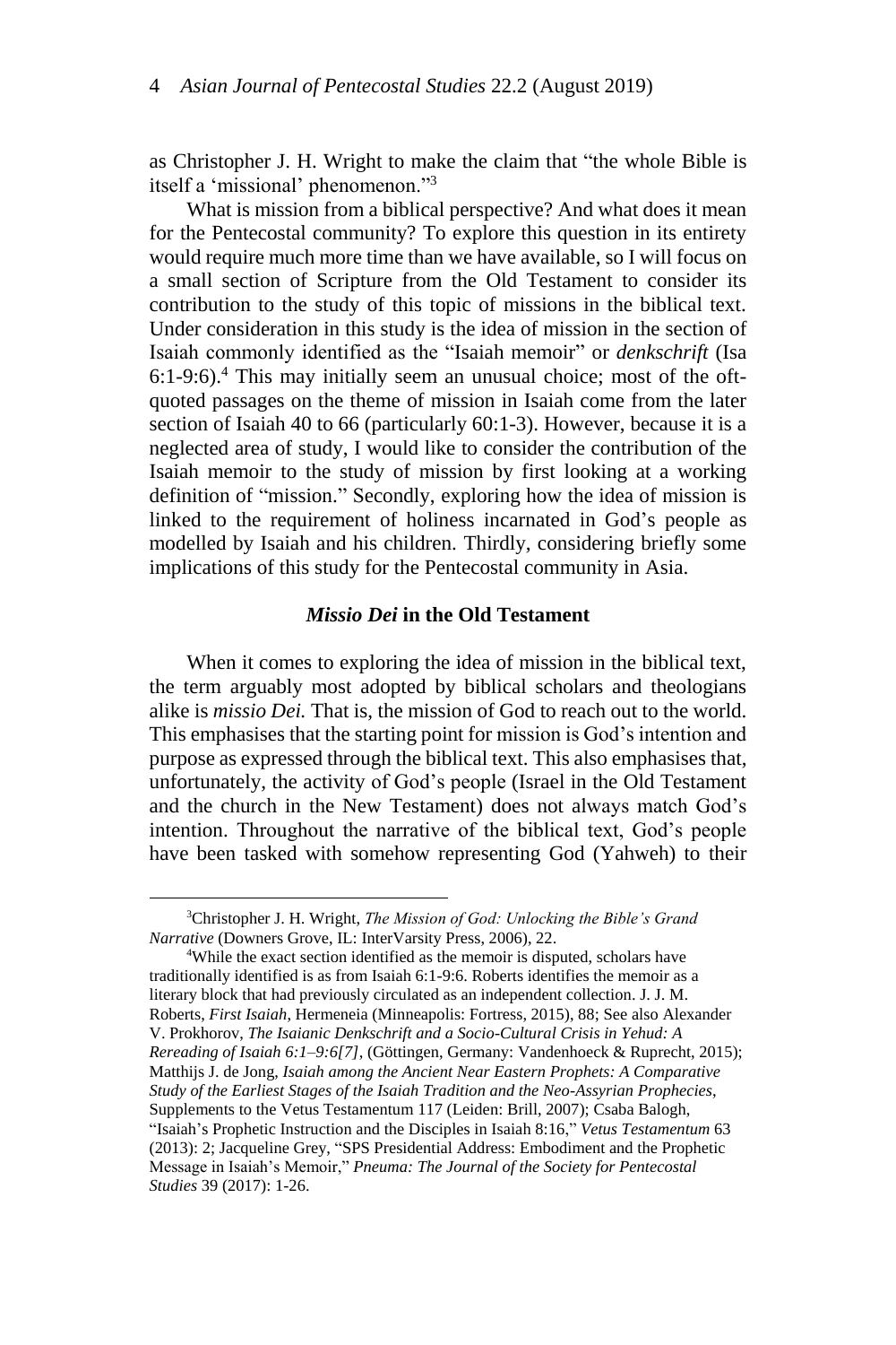as Christopher J. H. Wright to make the claim that "the whole Bible is itself a 'missional' phenomenon."[3]

What is mission from a biblical perspective? And what does it mean for the Pentecostal community? To explore this question in its entirety would require much more time than we have available, so I will focus on a small section of Scripture from the Old Testament to consider its contribution to the study of this topic of missions in the biblical text. Under consideration in this study is the idea of mission in the section of Isaiah commonly identified as the "Isaiah memoir" or *denkschrift* (Isa 6:1-9:6).[4] This may initially seem an unusual choice; most of the oft-quoted passages on the theme of mission in Isaiah come from the later section of Isaiah 40 to 66 (particularly 60:1-3). However, because it is a neglected area of study, I would like to consider the contribution of the Isaiah memoir to the study of mission by first looking at a working definition of "mission." Secondly, exploring how the idea of mission is linked to the requirement of holiness incarnated in God's people as modelled by Isaiah and his children. Thirdly, considering briefly some implications of this study for the Pentecostal community in Asia.

## *Missio Dei* in the Old Testament

When it comes to exploring the idea of mission in the biblical text, the term arguably most adopted by biblical scholars and theologians alike is *missio Dei.* That is, the mission of God to reach out to the world. This emphasises that the starting point for mission is God's intention and purpose as expressed through the biblical text. This also emphasises that, unfortunately, the activity of God's people (Israel in the Old Testament and the church in the New Testament) does not always match God's intention. Throughout the narrative of the biblical text, God's people have been tasked with somehow representing God (Yahweh) to their

---

[3]Christopher J. H. Wright, *The Mission of God: Unlocking the Bible's Grand Narrative* (Downers Grove, IL: InterVarsity Press, 2006), 22.

[4]While the exact section identified as the memoir is disputed, scholars have traditionally identified is as from Isaiah 6:1-9:6. Roberts identifies the memoir as a literary block that had previously circulated as an independent collection. J. J. M. Roberts, *First Isaiah*, Hermeneia (Minneapolis: Fortress, 2015), 88; See also Alexander V. Prokhorov, *The Isaianic Denkschrift and a Socio-Cultural Crisis in Yehud: A Rereading of Isaiah 6:1–9:6[7]*, (Göttingen, Germany: Vandenhoeck & Ruprecht, 2015); Matthijs J. de Jong, *Isaiah among the Ancient Near Eastern Prophets: A Comparative Study of the Earliest Stages of the Isaiah Tradition and the Neo-Assyrian Prophecies*, Supplements to the Vetus Testamentum 117 (Leiden: Brill, 2007); Csaba Balogh, "Isaiah's Prophetic Instruction and the Disciples in Isaiah 8:16," *Vetus Testamentum* 63 (2013): 2; Jacqueline Grey, "SPS Presidential Address: Embodiment and the Prophetic Message in Isaiah's Memoir," *Pneuma: The Journal of the Society for Pentecostal Studies* 39 (2017): 1-26.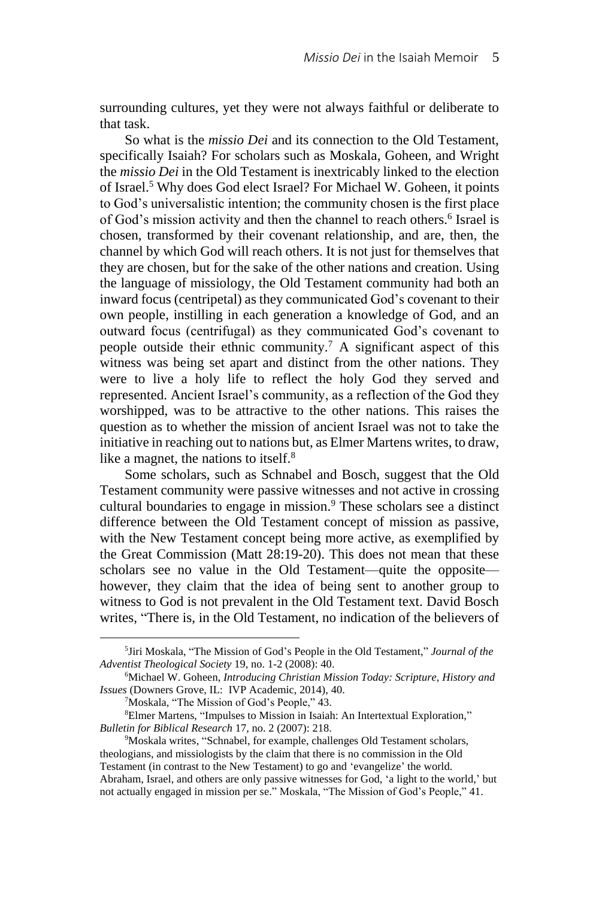surrounding cultures, yet they were not always faithful or deliberate to that task.

So what is the *missio Dei* and its connection to the Old Testament, specifically Isaiah? For scholars such as Moskala, Goheen, and Wright the *missio Dei* in the Old Testament is inextricably linked to the election of Israel.[5] Why does God elect Israel? For Michael W. Goheen, it points to God's universalistic intention; the community chosen is the first place of God's mission activity and then the channel to reach others.[6] Israel is chosen, transformed by their covenant relationship, and are, then, the channel by which God will reach others. It is not just for themselves that they are chosen, but for the sake of the other nations and creation. Using the language of missiology, the Old Testament community had both an inward focus (centripetal) as they communicated God's covenant to their own people, instilling in each generation a knowledge of God, and an outward focus (centrifugal) as they communicated God's covenant to people outside their ethnic community.[7] A significant aspect of this witness was being set apart and distinct from the other nations. They were to live a holy life to reflect the holy God they served and represented. Ancient Israel's community, as a reflection of the God they worshipped, was to be attractive to the other nations. This raises the question as to whether the mission of ancient Israel was not to take the initiative in reaching out to nations but, as Elmer Martens writes, to draw, like a magnet, the nations to itself.[8]

Some scholars, such as Schnabel and Bosch, suggest that the Old Testament community were passive witnesses and not active in crossing cultural boundaries to engage in mission.[9] These scholars see a distinct difference between the Old Testament concept of mission as passive, with the New Testament concept being more active, as exemplified by the Great Commission (Matt 28:19-20). This does not mean that these scholars see no value in the Old Testament—quite the opposite—however, they claim that the idea of being sent to another group to witness to God is not prevalent in the Old Testament text. David Bosch writes, "There is, in the Old Testament, no indication of the believers of

---

[5]Jiri Moskala, "The Mission of God's People in the Old Testament," *Journal of the Adventist Theological Society* 19, no. 1-2 (2008): 40.

[6]Michael W. Goheen, *Introducing Christian Mission Today: Scripture, History and Issues* (Downers Grove, IL: IVP Academic, 2014), 40.

[7]Moskala, "The Mission of God's People," 43.

[8]Elmer Martens, "Impulses to Mission in Isaiah: An Intertextual Exploration," *Bulletin for Biblical Research* 17, no. 2 (2007): 218.

[9]Moskala writes, "Schnabel, for example, challenges Old Testament scholars, theologians, and missiologists by the claim that there is no commission in the Old Testament (in contrast to the New Testament) to go and 'evangelize' the world. Abraham, Israel, and others are only passive witnesses for God, 'a light to the world,' but not actually engaged in mission per se." Moskala, "The Mission of God's People," 41.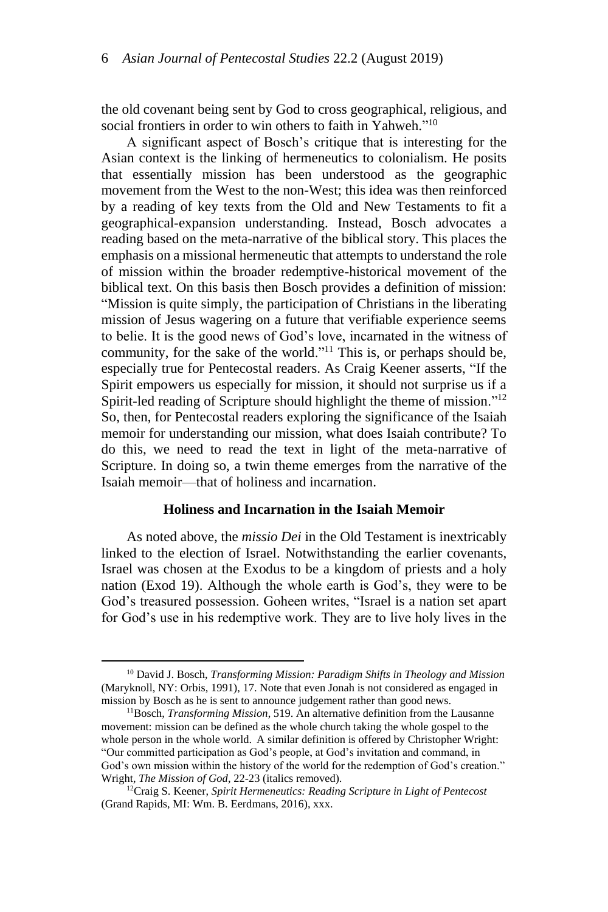the old covenant being sent by God to cross geographical, religious, and social frontiers in order to win others to faith in Yahweh."[10]

A significant aspect of Bosch's critique that is interesting for the Asian context is the linking of hermeneutics to colonialism. He posits that essentially mission has been understood as the geographic movement from the West to the non-West; this idea was then reinforced by a reading of key texts from the Old and New Testaments to fit a geographical-expansion understanding. Instead, Bosch advocates a reading based on the meta-narrative of the biblical story. This places the emphasis on a missional hermeneutic that attempts to understand the role of mission within the broader redemptive-historical movement of the biblical text. On this basis then Bosch provides a definition of mission: "Mission is quite simply, the participation of Christians in the liberating mission of Jesus wagering on a future that verifiable experience seems to belie. It is the good news of God's love, incarnated in the witness of community, for the sake of the world."[11] This is, or perhaps should be, especially true for Pentecostal readers. As Craig Keener asserts, "If the Spirit empowers us especially for mission, it should not surprise us if a Spirit-led reading of Scripture should highlight the theme of mission."[12] So, then, for Pentecostal readers exploring the significance of the Isaiah memoir for understanding our mission, what does Isaiah contribute? To do this, we need to read the text in light of the meta-narrative of Scripture. In doing so, a twin theme emerges from the narrative of the Isaiah memoir—that of holiness and incarnation.

## Holiness and Incarnation in the Isaiah Memoir

As noted above, the *missio Dei* in the Old Testament is inextricably linked to the election of Israel. Notwithstanding the earlier covenants, Israel was chosen at the Exodus to be a kingdom of priests and a holy nation (Exod 19). Although the whole earth is God's, they were to be God's treasured possession. Goheen writes, "Israel is a nation set apart for God's use in his redemptive work. They are to live holy lives in the

---

[10] David J. Bosch, *Transforming Mission: Paradigm Shifts in Theology and Mission* (Maryknoll, NY: Orbis, 1991), 17. Note that even Jonah is not considered as engaged in mission by Bosch as he is sent to announce judgement rather than good news.

[11] Bosch, *Transforming Mission*, 519. An alternative definition from the Lausanne movement: mission can be defined as the whole church taking the whole gospel to the whole person in the whole world. A similar definition is offered by Christopher Wright: "Our committed participation as God's people, at God's invitation and command, in God's own mission within the history of the world for the redemption of God's creation." Wright, *The Mission of God*, 22-23 (italics removed).

[12] Craig S. Keener, *Spirit Hermeneutics: Reading Scripture in Light of Pentecost* (Grand Rapids, MI: Wm. B. Eerdmans, 2016), xxx.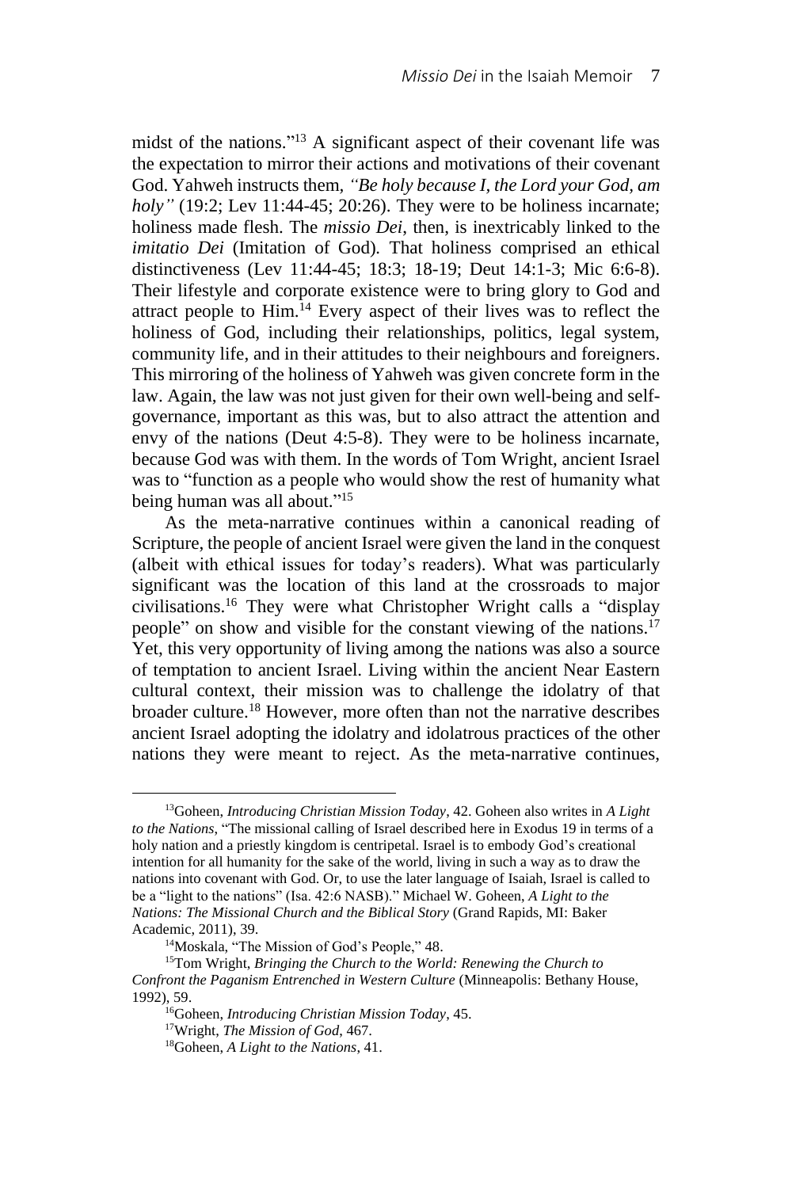midst of the nations."[13] A significant aspect of their covenant life was the expectation to mirror their actions and motivations of their covenant God. Yahweh instructs them, *"Be holy because I, the Lord your God, am holy"* (19:2; Lev 11:44-45; 20:26). They were to be holiness incarnate; holiness made flesh. The *missio Dei*, then, is inextricably linked to the *imitatio Dei* (Imitation of God). That holiness comprised an ethical distinctiveness (Lev 11:44-45; 18:3; 18-19; Deut 14:1-3; Mic 6:6-8). Their lifestyle and corporate existence were to bring glory to God and attract people to Him.[14] Every aspect of their lives was to reflect the holiness of God, including their relationships, politics, legal system, community life, and in their attitudes to their neighbours and foreigners. This mirroring of the holiness of Yahweh was given concrete form in the law. Again, the law was not just given for their own well-being and self-governance, important as this was, but to also attract the attention and envy of the nations (Deut 4:5-8). They were to be holiness incarnate, because God was with them. In the words of Tom Wright, ancient Israel was to "function as a people who would show the rest of humanity what being human was all about."[15]

As the meta-narrative continues within a canonical reading of Scripture, the people of ancient Israel were given the land in the conquest (albeit with ethical issues for today's readers). What was particularly significant was the location of this land at the crossroads to major civilisations.[16] They were what Christopher Wright calls a "display people" on show and visible for the constant viewing of the nations.[17] Yet, this very opportunity of living among the nations was also a source of temptation to ancient Israel. Living within the ancient Near Eastern cultural context, their mission was to challenge the idolatry of that broader culture.[18] However, more often than not the narrative describes ancient Israel adopting the idolatry and idolatrous practices of the other nations they were meant to reject. As the meta-narrative continues,

---

[13] Goheen, *Introducing Christian Mission Today*, 42. Goheen also writes in *A Light to the Nations*, "The missional calling of Israel described here in Exodus 19 in terms of a holy nation and a priestly kingdom is centripetal. Israel is to embody God's creational intention for all humanity for the sake of the world, living in such a way as to draw the nations into covenant with God. Or, to use the later language of Isaiah, Israel is called to be a "light to the nations" (Isa. 42:6 NASB)." Michael W. Goheen, *A Light to the Nations: The Missional Church and the Biblical Story* (Grand Rapids, MI: Baker Academic, 2011), 39.

[14] Moskala, "The Mission of God's People," 48.

[15] Tom Wright, *Bringing the Church to the World: Renewing the Church to Confront the Paganism Entrenched in Western Culture* (Minneapolis: Bethany House, 1992), 59.

[16] Goheen, *Introducing Christian Mission Today*, 45.

[17] Wright, *The Mission of God*, 467.

[18] Goheen, *A Light to the Nations*, 41.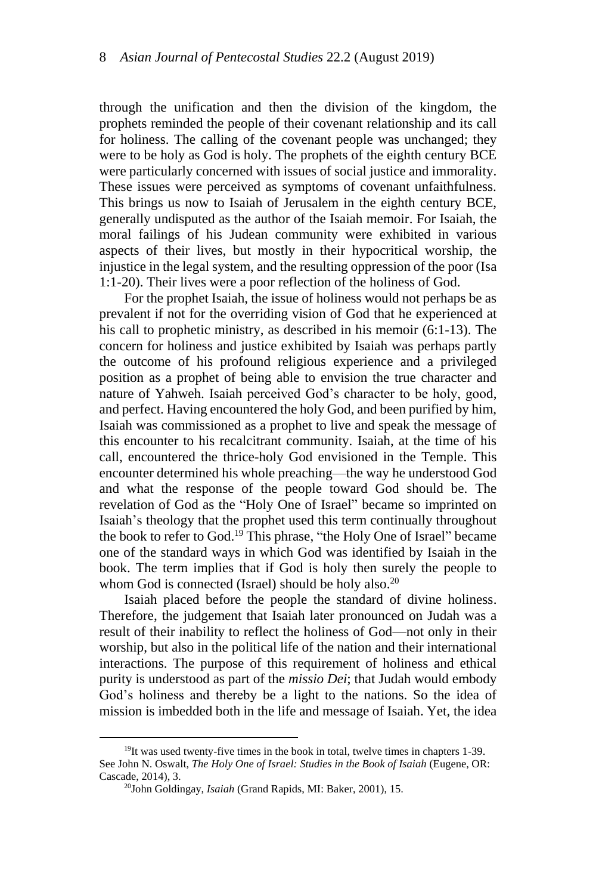through the unification and then the division of the kingdom, the prophets reminded the people of their covenant relationship and its call for holiness. The calling of the covenant people was unchanged; they were to be holy as God is holy. The prophets of the eighth century BCE were particularly concerned with issues of social justice and immorality. These issues were perceived as symptoms of covenant unfaithfulness. This brings us now to Isaiah of Jerusalem in the eighth century BCE, generally undisputed as the author of the Isaiah memoir. For Isaiah, the moral failings of his Judean community were exhibited in various aspects of their lives, but mostly in their hypocritical worship, the injustice in the legal system, and the resulting oppression of the poor (Isa 1:1-20). Their lives were a poor reflection of the holiness of God.

For the prophet Isaiah, the issue of holiness would not perhaps be as prevalent if not for the overriding vision of God that he experienced at his call to prophetic ministry, as described in his memoir (6:1-13). The concern for holiness and justice exhibited by Isaiah was perhaps partly the outcome of his profound religious experience and a privileged position as a prophet of being able to envision the true character and nature of Yahweh. Isaiah perceived God's character to be holy, good, and perfect. Having encountered the holy God, and been purified by him, Isaiah was commissioned as a prophet to live and speak the message of this encounter to his recalcitrant community. Isaiah, at the time of his call, encountered the thrice-holy God envisioned in the Temple. This encounter determined his whole preaching—the way he understood God and what the response of the people toward God should be. The revelation of God as the "Holy One of Israel" became so imprinted on Isaiah's theology that the prophet used this term continually throughout the book to refer to God.[19] This phrase, "the Holy One of Israel" became one of the standard ways in which God was identified by Isaiah in the book. The term implies that if God is holy then surely the people to whom God is connected (Israel) should be holy also.[20]

Isaiah placed before the people the standard of divine holiness. Therefore, the judgement that Isaiah later pronounced on Judah was a result of their inability to reflect the holiness of God—not only in their worship, but also in the political life of the nation and their international interactions. The purpose of this requirement of holiness and ethical purity is understood as part of the *missio Dei*; that Judah would embody God's holiness and thereby be a light to the nations. So the idea of mission is imbedded both in the life and message of Isaiah. Yet, the idea

---

[19]It was used twenty-five times in the book in total, twelve times in chapters 1-39. See John N. Oswalt, *The Holy One of Israel: Studies in the Book of Isaiah* (Eugene, OR: Cascade, 2014), 3.

[20]John Goldingay, *Isaiah* (Grand Rapids, MI: Baker, 2001), 15.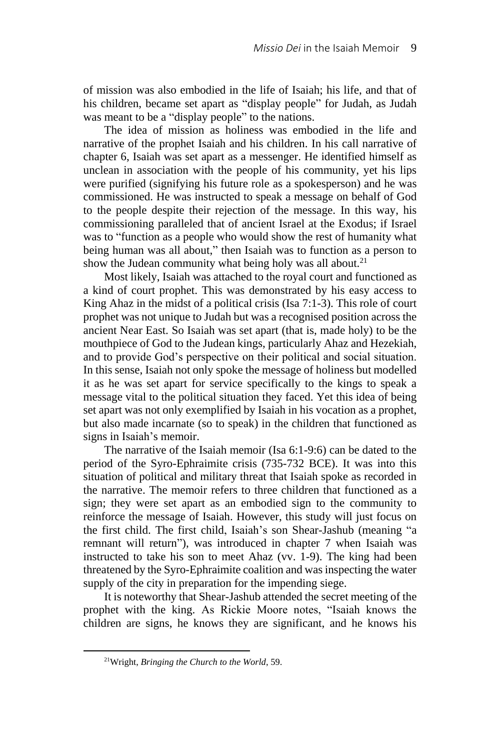of mission was also embodied in the life of Isaiah; his life, and that of his children, became set apart as "display people" for Judah, as Judah was meant to be a "display people" to the nations.

The idea of mission as holiness was embodied in the life and narrative of the prophet Isaiah and his children. In his call narrative of chapter 6, Isaiah was set apart as a messenger. He identified himself as unclean in association with the people of his community, yet his lips were purified (signifying his future role as a spokesperson) and he was commissioned. He was instructed to speak a message on behalf of God to the people despite their rejection of the message. In this way, his commissioning paralleled that of ancient Israel at the Exodus; if Israel was to "function as a people who would show the rest of humanity what being human was all about," then Isaiah was to function as a person to show the Judean community what being holy was all about.[21]

Most likely, Isaiah was attached to the royal court and functioned as a kind of court prophet. This was demonstrated by his easy access to King Ahaz in the midst of a political crisis (Isa 7:1-3). This role of court prophet was not unique to Judah but was a recognised position across the ancient Near East. So Isaiah was set apart (that is, made holy) to be the mouthpiece of God to the Judean kings, particularly Ahaz and Hezekiah, and to provide God's perspective on their political and social situation. In this sense, Isaiah not only spoke the message of holiness but modelled it as he was set apart for service specifically to the kings to speak a message vital to the political situation they faced. Yet this idea of being set apart was not only exemplified by Isaiah in his vocation as a prophet, but also made incarnate (so to speak) in the children that functioned as signs in Isaiah's memoir.

The narrative of the Isaiah memoir (Isa 6:1-9:6) can be dated to the period of the Syro-Ephraimite crisis (735-732 BCE). It was into this situation of political and military threat that Isaiah spoke as recorded in the narrative. The memoir refers to three children that functioned as a sign; they were set apart as an embodied sign to the community to reinforce the message of Isaiah. However, this study will just focus on the first child. The first child, Isaiah's son Shear-Jashub (meaning "a remnant will return"), was introduced in chapter 7 when Isaiah was instructed to take his son to meet Ahaz (vv. 1-9). The king had been threatened by the Syro-Ephraimite coalition and was inspecting the water supply of the city in preparation for the impending siege.

It is noteworthy that Shear-Jashub attended the secret meeting of the prophet with the king. As Rickie Moore notes, "Isaiah knows the children are signs, he knows they are significant, and he knows his

[21] Wright, *Bringing the Church to the World*, 59.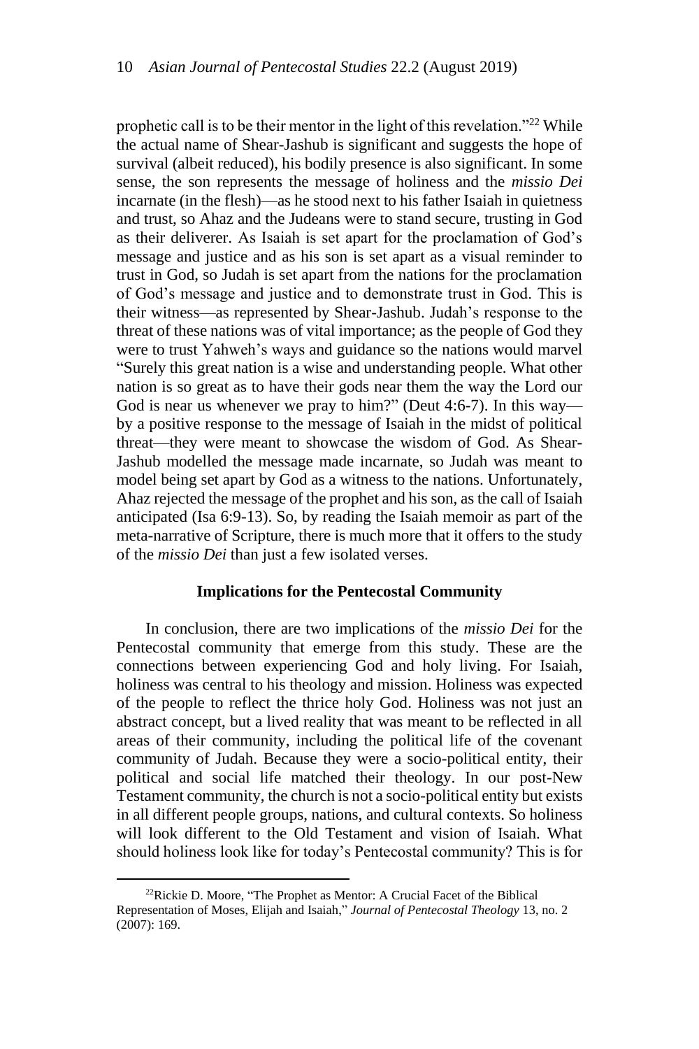prophetic call is to be their mentor in the light of this revelation."[22] While the actual name of Shear-Jashub is significant and suggests the hope of survival (albeit reduced), his bodily presence is also significant. In some sense, the son represents the message of holiness and the *missio Dei* incarnate (in the flesh)—as he stood next to his father Isaiah in quietness and trust, so Ahaz and the Judeans were to stand secure, trusting in God as their deliverer. As Isaiah is set apart for the proclamation of God's message and justice and as his son is set apart as a visual reminder to trust in God, so Judah is set apart from the nations for the proclamation of God's message and justice and to demonstrate trust in God. This is their witness—as represented by Shear-Jashub. Judah's response to the threat of these nations was of vital importance; as the people of God they were to trust Yahweh's ways and guidance so the nations would marvel "Surely this great nation is a wise and understanding people. What other nation is so great as to have their gods near them the way the Lord our God is near us whenever we pray to him?" (Deut 4:6-7). In this way—by a positive response to the message of Isaiah in the midst of political threat—they were meant to showcase the wisdom of God. As Shear-Jashub modelled the message made incarnate, so Judah was meant to model being set apart by God as a witness to the nations. Unfortunately, Ahaz rejected the message of the prophet and his son, as the call of Isaiah anticipated (Isa 6:9-13). So, by reading the Isaiah memoir as part of the meta-narrative of Scripture, there is much more that it offers to the study of the *missio Dei* than just a few isolated verses.

## Implications for the Pentecostal Community

In conclusion, there are two implications of the *missio Dei* for the Pentecostal community that emerge from this study. These are the connections between experiencing God and holy living. For Isaiah, holiness was central to his theology and mission. Holiness was expected of the people to reflect the thrice holy God. Holiness was not just an abstract concept, but a lived reality that was meant to be reflected in all areas of their community, including the political life of the covenant community of Judah. Because they were a socio-political entity, their political and social life matched their theology. In our post-New Testament community, the church is not a socio-political entity but exists in all different people groups, nations, and cultural contexts. So holiness will look different to the Old Testament and vision of Isaiah. What should holiness look like for today's Pentecostal community? This is for

[22] Rickie D. Moore, "The Prophet as Mentor: A Crucial Facet of the Biblical Representation of Moses, Elijah and Isaiah," *Journal of Pentecostal Theology* 13, no. 2 (2007): 169.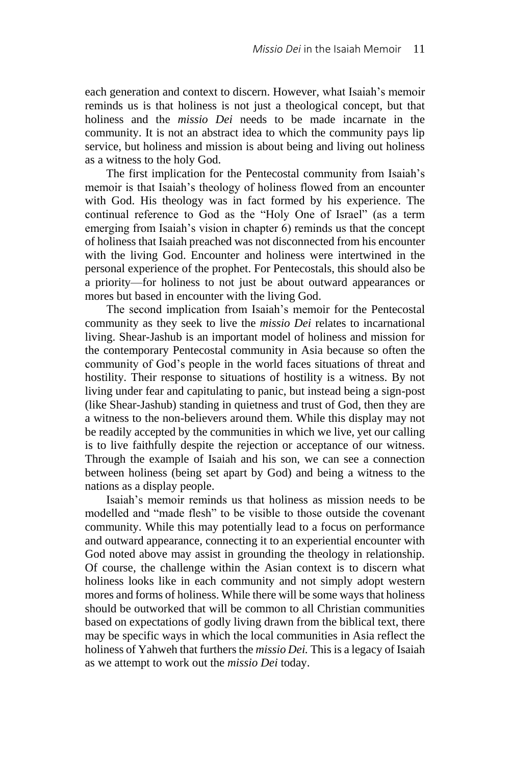each generation and context to discern. However, what Isaiah's memoir reminds us is that holiness is not just a theological concept, but that holiness and the *missio Dei* needs to be made incarnate in the community. It is not an abstract idea to which the community pays lip service, but holiness and mission is about being and living out holiness as a witness to the holy God.

The first implication for the Pentecostal community from Isaiah's memoir is that Isaiah's theology of holiness flowed from an encounter with God. His theology was in fact formed by his experience. The continual reference to God as the "Holy One of Israel" (as a term emerging from Isaiah's vision in chapter 6) reminds us that the concept of holiness that Isaiah preached was not disconnected from his encounter with the living God. Encounter and holiness were intertwined in the personal experience of the prophet. For Pentecostals, this should also be a priority—for holiness to not just be about outward appearances or mores but based in encounter with the living God.

The second implication from Isaiah's memoir for the Pentecostal community as they seek to live the *missio Dei* relates to incarnational living. Shear-Jashub is an important model of holiness and mission for the contemporary Pentecostal community in Asia because so often the community of God's people in the world faces situations of threat and hostility. Their response to situations of hostility is a witness. By not living under fear and capitulating to panic, but instead being a sign-post (like Shear-Jashub) standing in quietness and trust of God, then they are a witness to the non-believers around them. While this display may not be readily accepted by the communities in which we live, yet our calling is to live faithfully despite the rejection or acceptance of our witness. Through the example of Isaiah and his son, we can see a connection between holiness (being set apart by God) and being a witness to the nations as a display people.

Isaiah's memoir reminds us that holiness as mission needs to be modelled and "made flesh" to be visible to those outside the covenant community. While this may potentially lead to a focus on performance and outward appearance, connecting it to an experiential encounter with God noted above may assist in grounding the theology in relationship. Of course, the challenge within the Asian context is to discern what holiness looks like in each community and not simply adopt western mores and forms of holiness. While there will be some ways that holiness should be outworked that will be common to all Christian communities based on expectations of godly living drawn from the biblical text, there may be specific ways in which the local communities in Asia reflect the holiness of Yahweh that furthers the *missio Dei.* This is a legacy of Isaiah as we attempt to work out the *missio Dei* today.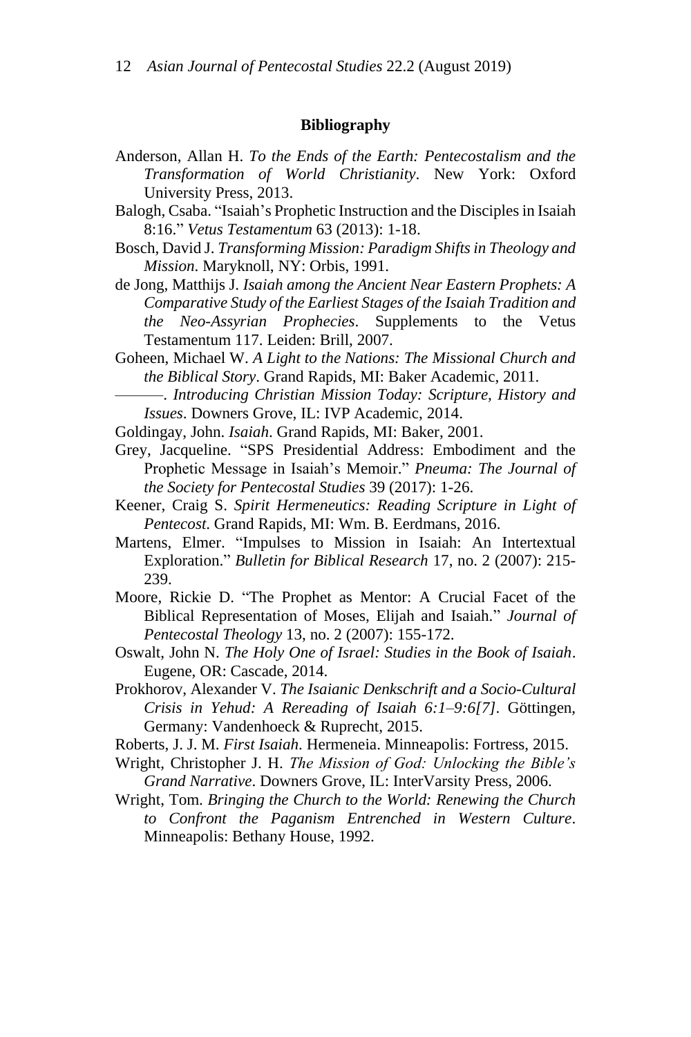**Bibliography**

Anderson, Allan H. *To the Ends of the Earth: Pentecostalism and the Transformation of World Christianity*. New York: Oxford University Press, 2013.

Balogh, Csaba. "Isaiah's Prophetic Instruction and the Disciples in Isaiah 8:16." *Vetus Testamentum* 63 (2013): 1-18.

Bosch, David J. *Transforming Mission: Paradigm Shifts in Theology and Mission*. Maryknoll, NY: Orbis, 1991.

de Jong, Matthijs J. *Isaiah among the Ancient Near Eastern Prophets: A Comparative Study of the Earliest Stages of the Isaiah Tradition and the Neo-Assyrian Prophecies*. Supplements to the Vetus Testamentum 117. Leiden: Brill, 2007.

Goheen, Michael W. *A Light to the Nations: The Missional Church and the Biblical Story*. Grand Rapids, MI: Baker Academic, 2011.

———. *Introducing Christian Mission Today: Scripture, History and Issues*. Downers Grove, IL: IVP Academic, 2014.

Goldingay, John. *Isaiah*. Grand Rapids, MI: Baker, 2001.

Grey, Jacqueline. "SPS Presidential Address: Embodiment and the Prophetic Message in Isaiah's Memoir." *Pneuma: The Journal of the Society for Pentecostal Studies* 39 (2017): 1-26.

Keener, Craig S. *Spirit Hermeneutics: Reading Scripture in Light of Pentecost*. Grand Rapids, MI: Wm. B. Eerdmans, 2016.

Martens, Elmer. "Impulses to Mission in Isaiah: An Intertextual Exploration." *Bulletin for Biblical Research* 17, no. 2 (2007): 215-239.

Moore, Rickie D. "The Prophet as Mentor: A Crucial Facet of the Biblical Representation of Moses, Elijah and Isaiah." *Journal of Pentecostal Theology* 13, no. 2 (2007): 155-172.

Oswalt, John N. *The Holy One of Israel: Studies in the Book of Isaiah*. Eugene, OR: Cascade, 2014.

Prokhorov, Alexander V. *The Isaianic Denkschrift and a Socio-Cultural Crisis in Yehud: A Rereading of Isaiah 6:1–9:6[7]*. Göttingen, Germany: Vandenhoeck & Ruprecht, 2015.

Roberts, J. J. M. *First Isaiah*. Hermeneia. Minneapolis: Fortress, 2015.

Wright, Christopher J. H. *The Mission of God: Unlocking the Bible's Grand Narrative*. Downers Grove, IL: InterVarsity Press, 2006.

Wright, Tom. *Bringing the Church to the World: Renewing the Church to Confront the Paganism Entrenched in Western Culture*. Minneapolis: Bethany House, 1992.